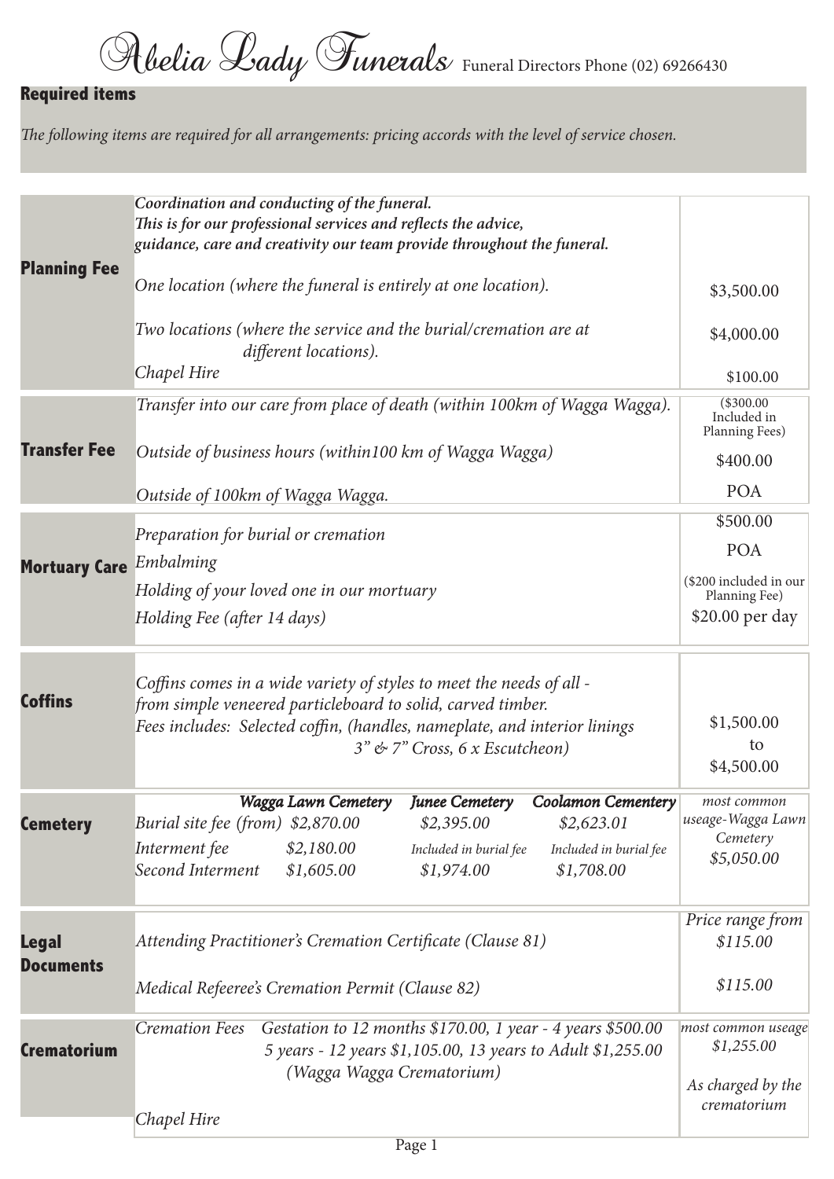# Abelia Lady Funerals

Funeral Directors Phone (02) 69266430

## Required items

*The following items are required for all arrangements: pricing accords with the level of service chosen.*

| | | |
|---|---|---|
| **Planning Fee** | ***Coordination and conducting of the funeral. This is for our professional services and reflects the advice, guidance, care and creativity our team provide throughout the funeral.*** | |
| | *One location (where the funeral is entirely at one location).* | $3,500.00 |
| | *Two locations (where the service and the burial/cremation are at different locations).* | $4,000.00 |
| | *Chapel Hire* | $100.00 |
| **Transfer Fee** | *Transfer into our care from place of death (within 100km of Wagga Wagga).* | ($300.00 Included in Planning Fees) |
| | *Outside of business hours (within100 km of Wagga Wagga)* | $400.00 |
| | *Outside of 100km of Wagga Wagga.* | POA |
| **Mortuary Care** | *Preparation for burial or cremation* | $500.00 |
| | *Embalming* | POA |
| | *Holding of your loved one in our mortuary* | ($200 included in our Planning Fee) |
| | *Holding Fee (after 14 days)* | $20.00 per day |
| **Coffins** | *Coffins comes in a wide variety of styles to meet the needs of all - from simple veneered particleboard to solid, carved timber. Fees includes: Selected coffin, (handles, nameplate, and interior linings 3" & 7" Cross, 6 x Escutcheon)* | $1,500.00 to $4,500.00 |
| **Legal Documents** | *Attending Practitioner's Cremation Certificate (Clause 81)* | *Price range from $115.00* |
| | *Medical Refeeree's Cremation Permit (Clause 82)* | *$115.00* |
| **Crematorium** | *Cremation Fees Gestation to 12 months $170.00, 1 year - 4 years $500.00 5 years - 12 years $1,105.00, 13 years to Adult $1,255.00 (Wagga Wagga Crematorium)* | *most common useage $1,255.00* |
| | *Chapel Hire* | *As charged by the crematorium* |

**Cemetery**

| | *Wagga Lawn Cemetery* | *Junee Cemetery* | *Coolamon Cementery* | *most common useage-Wagga Lawn Cemetery* |
|---|---|---|---|---|
| *Burial site fee (from)* | *$2,870.00* | *$2,395.00* | *$2,623.01* | *$5,050.00* |
| *Interment fee* | *$2,180.00* | *Included in burial fee* | *Included in burial fee* | |
| *Second Interment* | *$1,605.00* | *$1,974.00* | *$1,708.00* | |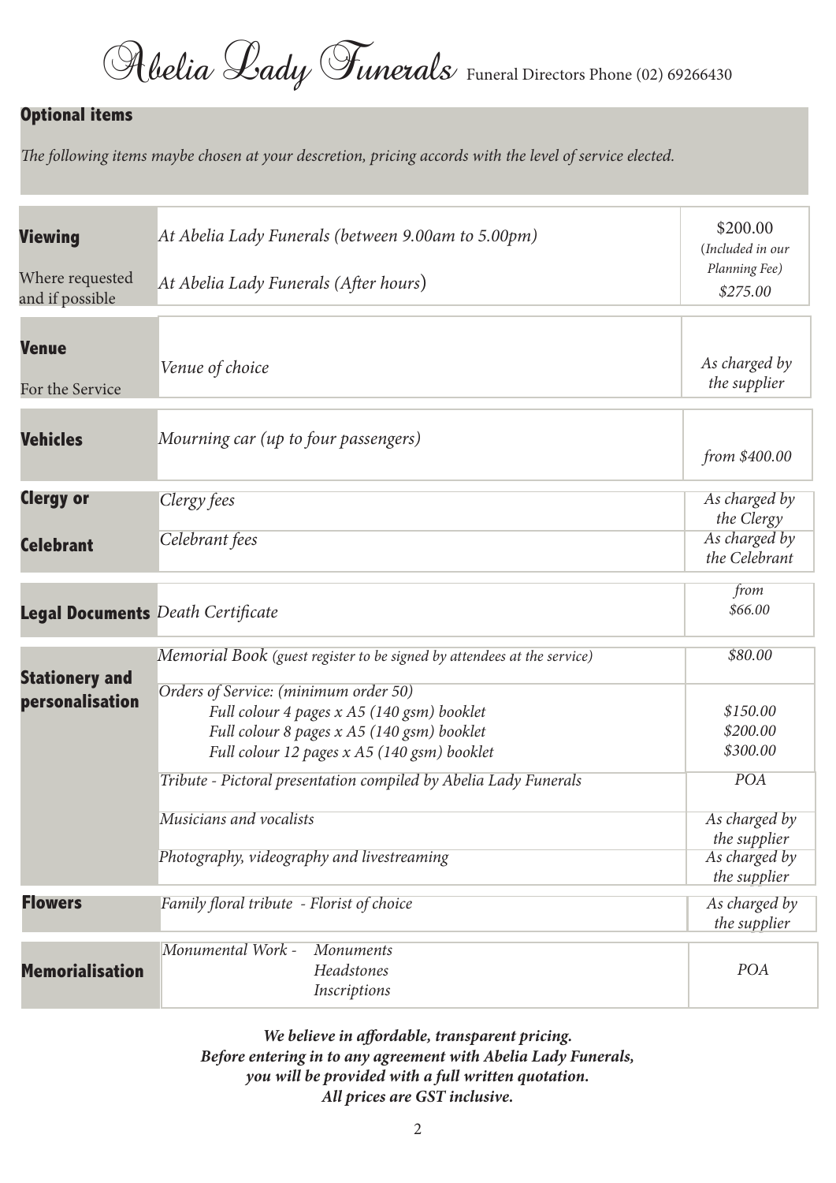# Abelia Lady Funerals

Funeral Directors Phone (02) 69266430

## Optional items

*The following items maybe chosen at your descretion, pricing accords with the level of service elected.*

| | | |
|---|---|---|
| **Viewing** | *At Abelia Lady Funerals (between 9.00am to 5.00pm)* | $200.00 (*Included in our Planning Fee)* |
| Where requested and if possible | *At Abelia Lady Funerals (After hours)* | *$275.00* |
| **Venue** For the Service | *Venue of choice* | *As charged by the supplier* |
| **Vehicles** | *Mourning car (up to four passengers)* | *from $400.00* |
| **Clergy or** | *Clergy fees* | *As charged by the Clergy* |
| **Celebrant** | *Celebrant fees* | *As charged by the Celebrant* |
| **Legal Documents** | *Death Certificate* | *from $66.00* |
| **Stationery and personalisation** | *Memorial Book (guest register to be signed by attendees at the service)* | *$80.00* |
| | *Orders of Service: (minimum order 50)* | |
| | *Full colour 4 pages x A5 (140 gsm) booklet* | *$150.00* |
| | *Full colour 8 pages x A5 (140 gsm) booklet* | *$200.00* |
| | *Full colour 12 pages x A5 (140 gsm) booklet* | *$300.00* |
| | *Tribute - Pictoral presentation compiled by Abelia Lady Funerals* | *POA* |
| | *Musicians and vocalists* | *As charged by the supplier* |
| | *Photography, videography and livestreaming* | *As charged by the supplier* |
| **Flowers** | *Family floral tribute - Florist of choice* | *As charged by the supplier* |
| **Memorialisation** | *Monumental Work - Monuments, Headstones, Inscriptions* | *POA* |

***We believe in affordable, transparent pricing.***
***Before entering in to any agreement with Abelia Lady Funerals, you will be provided with a full written quotation.***
***All prices are GST inclusive.***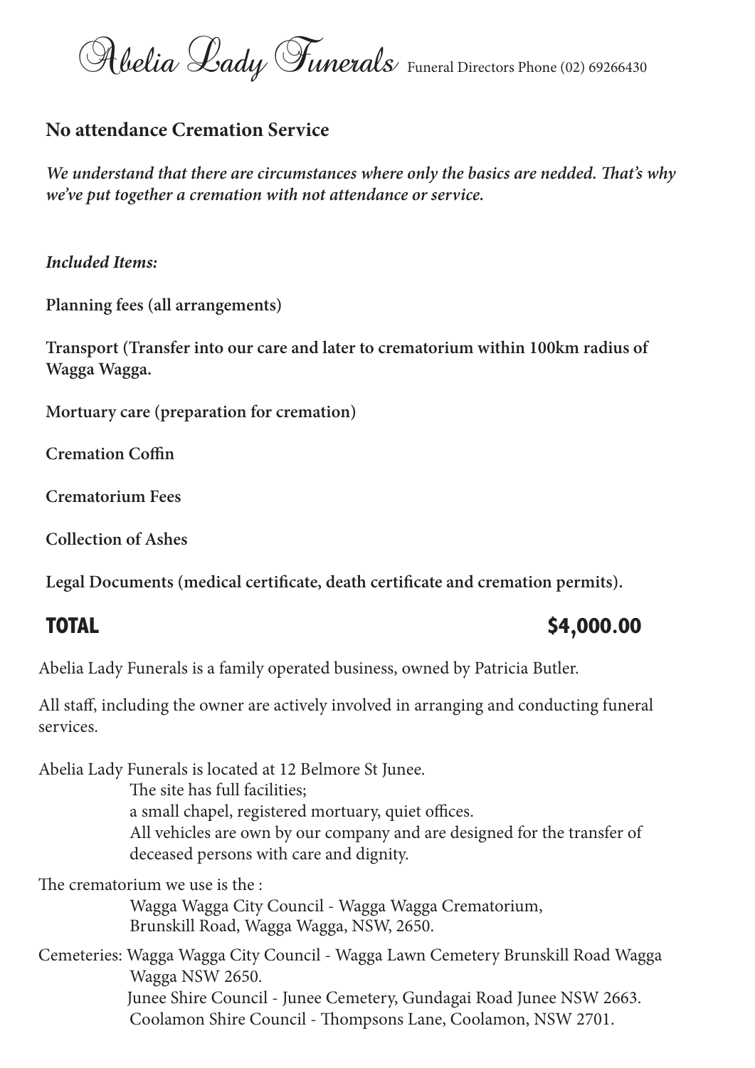# Abelia Lady Funerals

Funeral Directors Phone (02) 69266430

## No attendance Cremation Service

***We understand that there are circumstances where only the basics are nedded. That's why we've put together a cremation with not attendance or service.***

***Included Items:***

**Planning fees (all arrangements)**

**Transport (Transfer into our care and later to crematorium within 100km radius of Wagga Wagga.**

**Mortuary care (preparation for cremation)**

**Cremation Coffin**

**Crematorium Fees**

**Collection of Ashes**

**Legal Documents (medical certificate, death certificate and cremation permits).**

**TOTAL $4,000.00**

Abelia Lady Funerals is a family operated business, owned by Patricia Butler.

All staff, including the owner are actively involved in arranging and conducting funeral services.

Abelia Lady Funerals is located at 12 Belmore St Junee.
The site has full facilities;
a small chapel, registered mortuary, quiet offices.
All vehicles are own by our company and are designed for the transfer of deceased persons with care and dignity.

The crematorium we use is the :
Wagga Wagga City Council - Wagga Wagga Crematorium,
Brunskill Road, Wagga Wagga, NSW, 2650.

Cemeteries: Wagga Wagga City Council - Wagga Lawn Cemetery Brunskill Road Wagga Wagga NSW 2650.
Junee Shire Council - Junee Cemetery, Gundagai Road Junee NSW 2663.
Coolamon Shire Council - Thompsons Lane, Coolamon, NSW 2701.